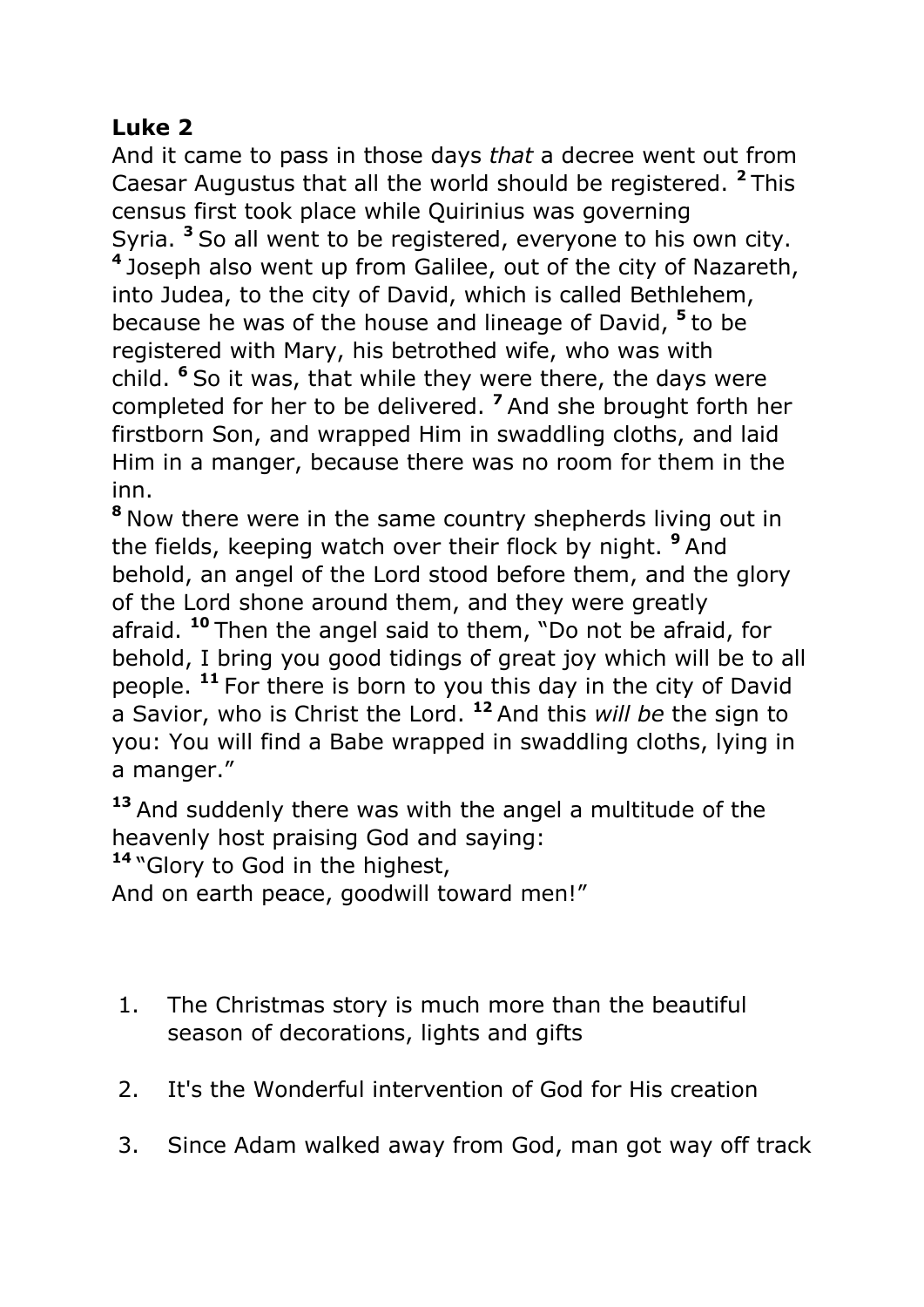**Luke 2**

And it came to pass in those days *that* a decree went out from Caesar Augustus that all the world should be registered. [2] This census first took place while Quirinius was governing Syria. [3] So all went to be registered, everyone to his own city. [4] Joseph also went up from Galilee, out of the city of Nazareth, into Judea, to the city of David, which is called Bethlehem, because he was of the house and lineage of David, [5] to be registered with Mary, his betrothed wife, who was with child. [6] So it was, that while they were there, the days were completed for her to be delivered. [7] And she brought forth her firstborn Son, and wrapped Him in swaddling cloths, and laid Him in a manger, because there was no room for them in the inn.

[8] Now there were in the same country shepherds living out in the fields, keeping watch over their flock by night. [9] And behold, an angel of the Lord stood before them, and the glory of the Lord shone around them, and they were greatly afraid. [10] Then the angel said to them, "Do not be afraid, for behold, I bring you good tidings of great joy which will be to all people. [11] For there is born to you this day in the city of David a Savior, who is Christ the Lord. [12] And this *will be* the sign to you: You will find a Babe wrapped in swaddling cloths, lying in a manger."

[13] And suddenly there was with the angel a multitude of the heavenly host praising God and saying:
[14] "Glory to God in the highest,
And on earth peace, goodwill toward men!"

1. The Christmas story is much more than the beautiful season of decorations, lights and gifts

2. It's the Wonderful intervention of God for His creation

3. Since Adam walked away from God, man got way off track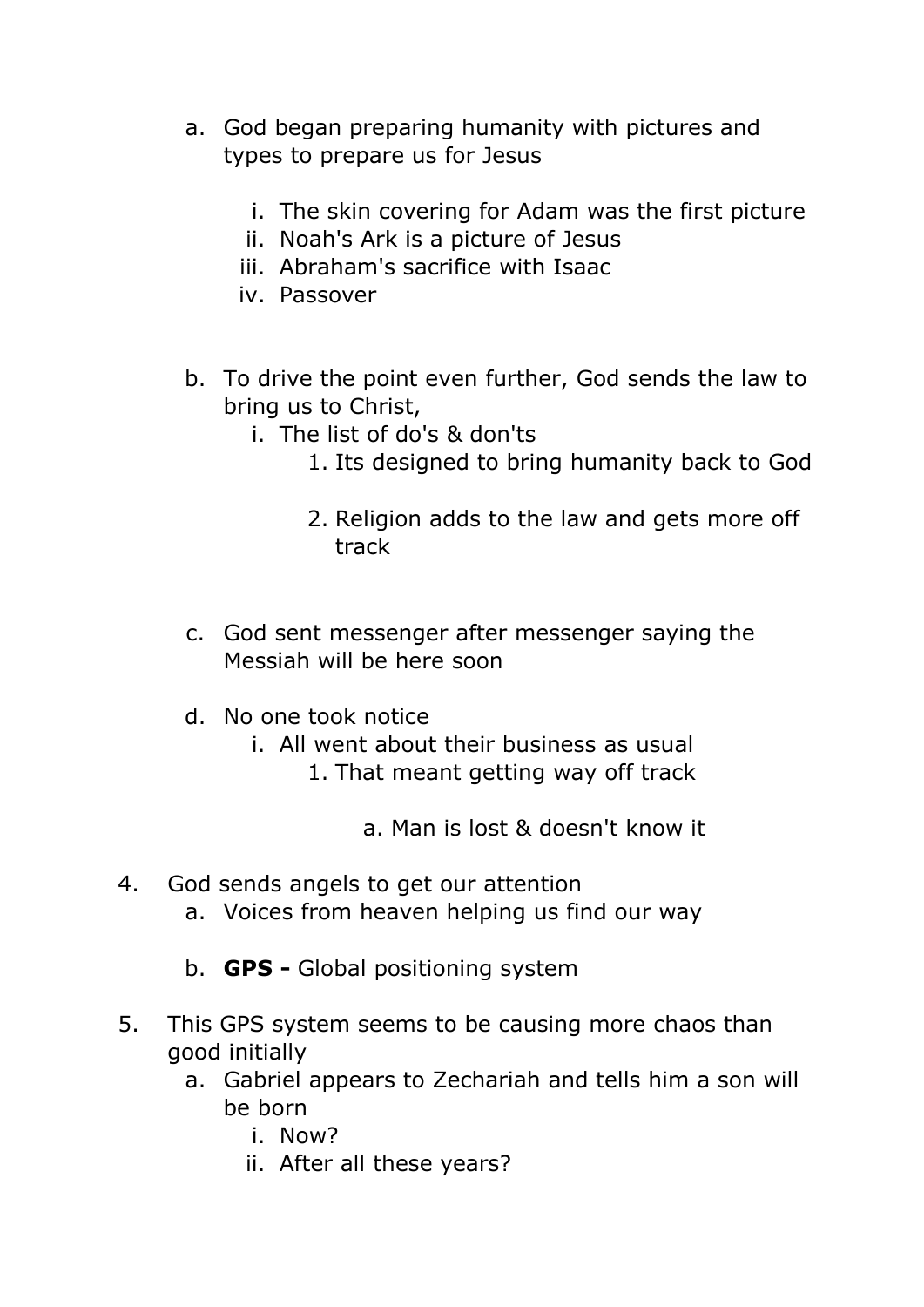a. God began preparing humanity with pictures and types to prepare us for Jesus

      i. The skin covering for Adam was the first picture
      ii. Noah's Ark is a picture of Jesus
      iii. Abraham's sacrifice with Isaac
      iv. Passover

   b. To drive the point even further, God sends the law to bring us to Christ,
      i. The list of do's & don'ts
         1. Its designed to bring humanity back to God

         2. Religion adds to the law and gets more off track

   c. God sent messenger after messenger saying the Messiah will be here soon

   d. No one took notice
      i. All went about their business as usual
         1. That meant getting way off track

            a. Man is lost & doesn't know it

4. God sends angels to get our attention
   a. Voices from heaven helping us find our way

   b. **GPS -** Global positioning system

5. This GPS system seems to be causing more chaos than good initially
   a. Gabriel appears to Zechariah and tells him a son will be born
      i. Now?
      ii. After all these years?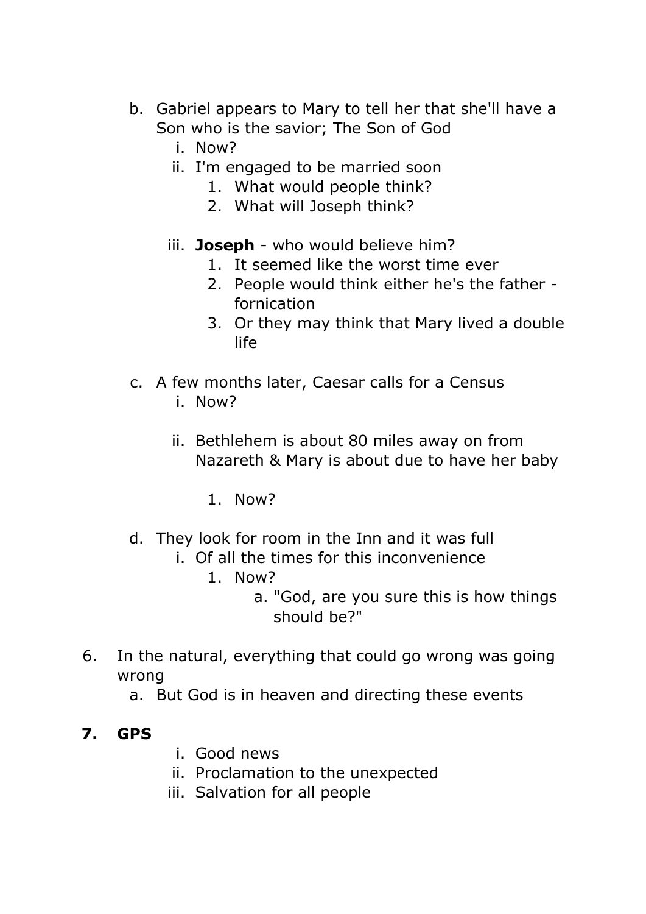b. Gabriel appears to Mary to tell her that she'll have a Son who is the savior; The Son of God
    i. Now?
    ii. I'm engaged to be married soon
        1. What would people think?
        2. What will Joseph think?

    iii. **Joseph** - who would believe him?
        1. It seemed like the worst time ever
        2. People would think either he's the father - fornication
        3. Or they may think that Mary lived a double life

c. A few months later, Caesar calls for a Census
    i. Now?

    ii. Bethlehem is about 80 miles away on from Nazareth & Mary is about due to have her baby

        1. Now?

d. They look for room in the Inn and it was full
    i. Of all the times for this inconvenience
        1. Now?
            a. "God, are you sure this is how things should be?"

6. In the natural, everything that could go wrong was going wrong
    a. But God is in heaven and directing these events

7. **GPS**
    i. Good news
    ii. Proclamation to the unexpected
    iii. Salvation for all people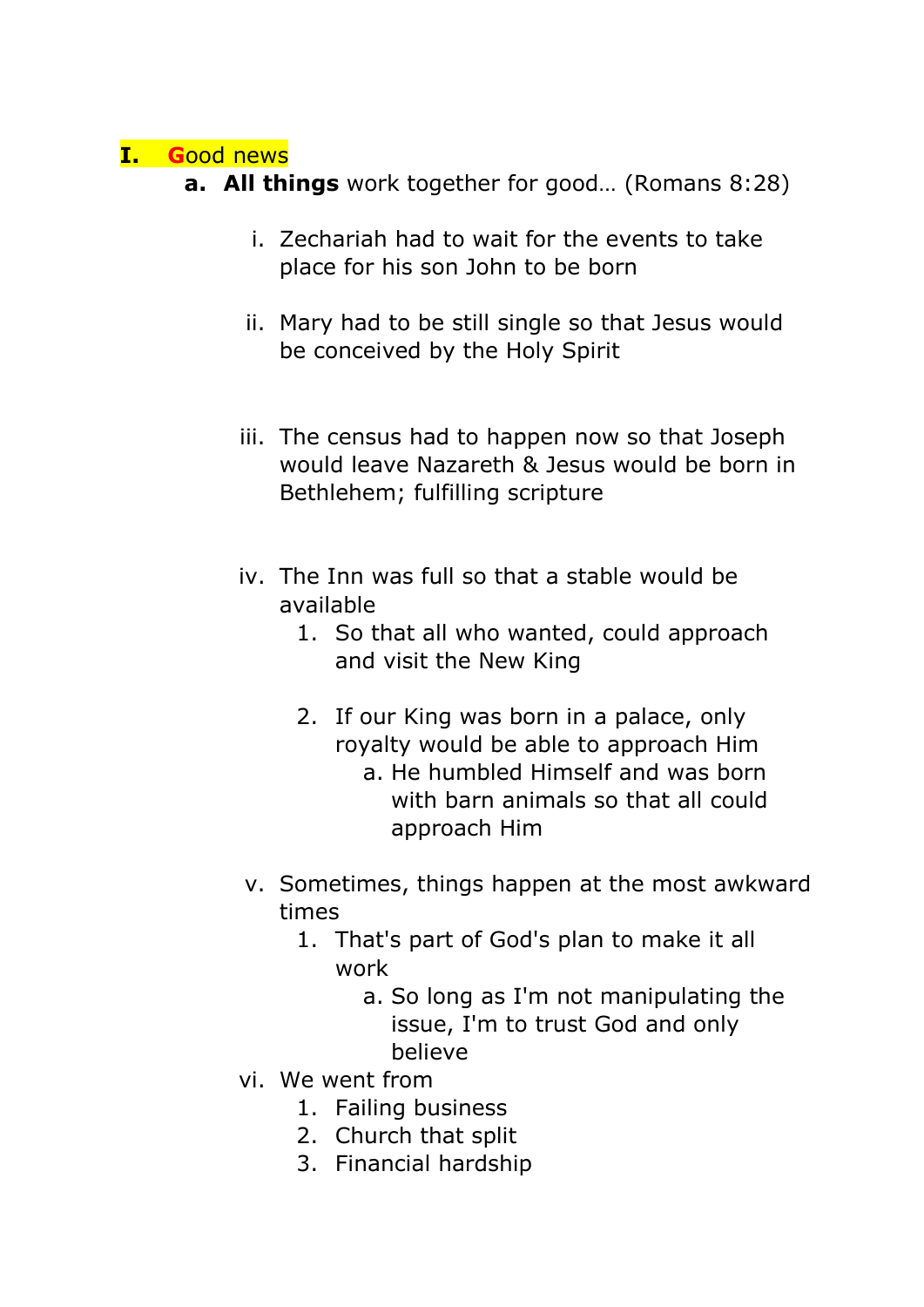I. Good news

a. **All things** work together for good… (Romans 8:28)

   i. Zechariah had to wait for the events to take place for his son John to be born

   ii. Mary had to be still single so that Jesus would be conceived by the Holy Spirit

   iii. The census had to happen now so that Joseph would leave Nazareth & Jesus would be born in Bethlehem; fulfilling scripture

   iv. The Inn was full so that a stable would be available
      1. So that all who wanted, could approach and visit the New King
      2. If our King was born in a palace, only royalty would be able to approach Him
         a. He humbled Himself and was born with barn animals so that all could approach Him

   v. Sometimes, things happen at the most awkward times
      1. That's part of God's plan to make it all work
         a. So long as I'm not manipulating the issue, I'm to trust God and only believe

   vi. We went from
      1. Failing business
      2. Church that split
      3. Financial hardship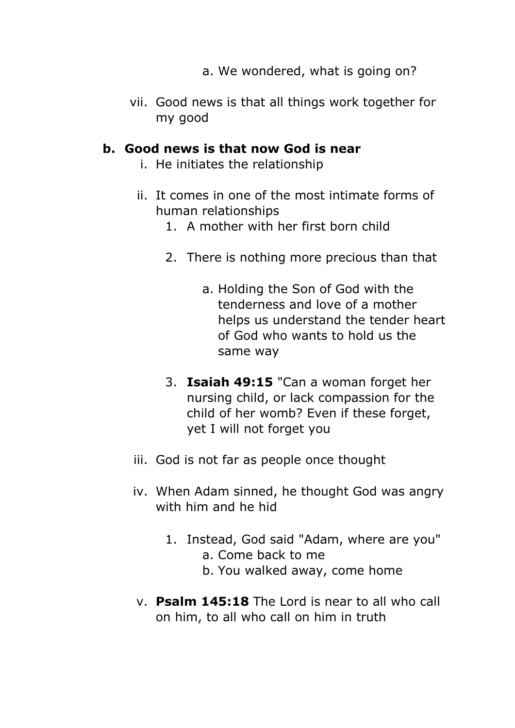a. We wondered, what is going on?

    vii. Good news is that all things work together for my good

**b. Good news is that now God is near**

    i. He initiates the relationship

    ii. It comes in one of the most intimate forms of human relationships

        1. A mother with her first born child

        2. There is nothing more precious than that

            a. Holding the Son of God with the tenderness and love of a mother helps us understand the tender heart of God who wants to hold us the same way

        3. **Isaiah 49:15** "Can a woman forget her nursing child, or lack compassion for the child of her womb? Even if these forget, yet I will not forget you

    iii. God is not far as people once thought

    iv. When Adam sinned, he thought God was angry with him and he hid

        1. Instead, God said "Adam, where are you"

            a. Come back to me

            b. You walked away, come home

    v. **Psalm 145:18** The Lord is near to all who call on him, to all who call on him in truth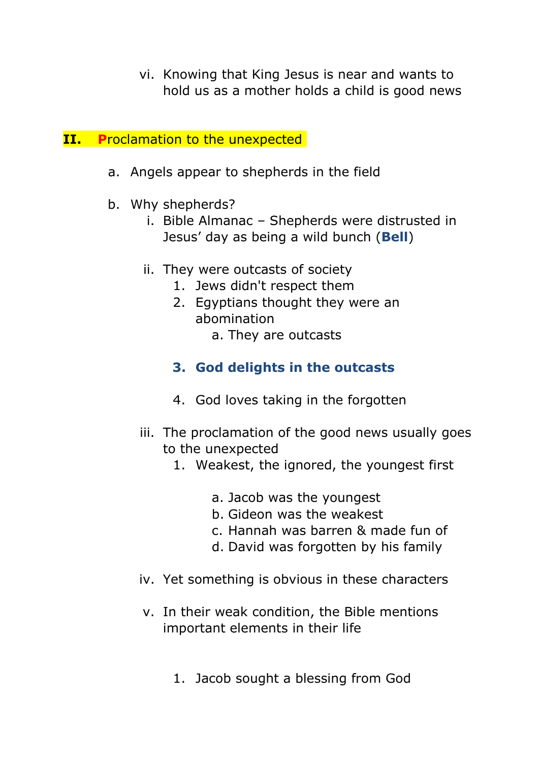vi. Knowing that King Jesus is near and wants to hold us as a mother holds a child is good news

## II. Proclamation to the unexpected

a. Angels appear to shepherds in the field

b. Why shepherds?
   - i. Bible Almanac – Shepherds were distrusted in Jesus' day as being a wild bunch (**Bell**)

   - ii. They were outcasts of society
     1. Jews didn't respect them
     2. Egyptians thought they were an abomination
        - a. They are outcasts

     3. **God delights in the outcasts**

     4. God loves taking in the forgotten

   - iii. The proclamation of the good news usually goes to the unexpected
     1. Weakest, the ignored, the youngest first

        - a. Jacob was the youngest
        - b. Gideon was the weakest
        - c. Hannah was barren & made fun of
        - d. David was forgotten by his family

   - iv. Yet something is obvious in these characters

   - v. In their weak condition, the Bible mentions important elements in their life

     1. Jacob sought a blessing from God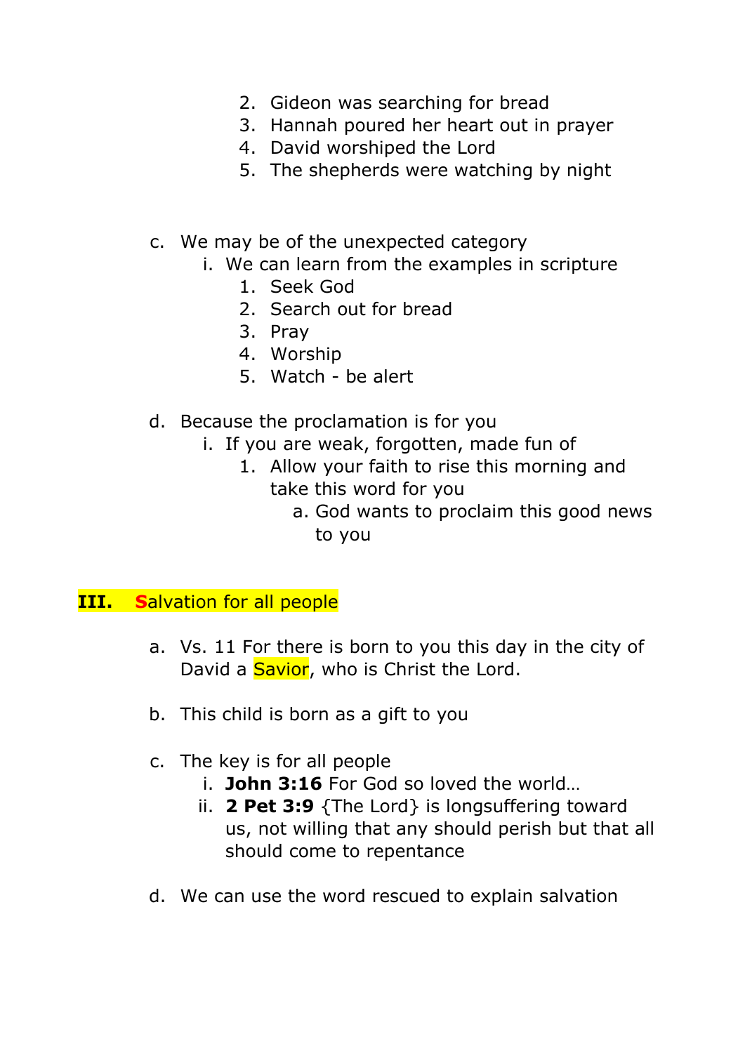2. Gideon was searching for bread
    3. Hannah poured her heart out in prayer
    4. David worshiped the Lord
    5. The shepherds were watching by night

c. We may be of the unexpected category
    i. We can learn from the examples in scripture
        1. Seek God
        2. Search out for bread
        3. Pray
        4. Worship
        5. Watch - be alert

d. Because the proclamation is for you
    i. If you are weak, forgotten, made fun of
        1. Allow your faith to rise this morning and take this word for you
            a. God wants to proclaim this good news to you

## III. Salvation for all people

a. Vs. 11 For there is born to you this day in the city of David a Savior, who is Christ the Lord.

b. This child is born as a gift to you

c. The key is for all people
    i. **John 3:16** For God so loved the world…
    ii. **2 Pet 3:9** {The Lord} is longsuffering toward us, not willing that any should perish but that all should come to repentance

d. We can use the word rescued to explain salvation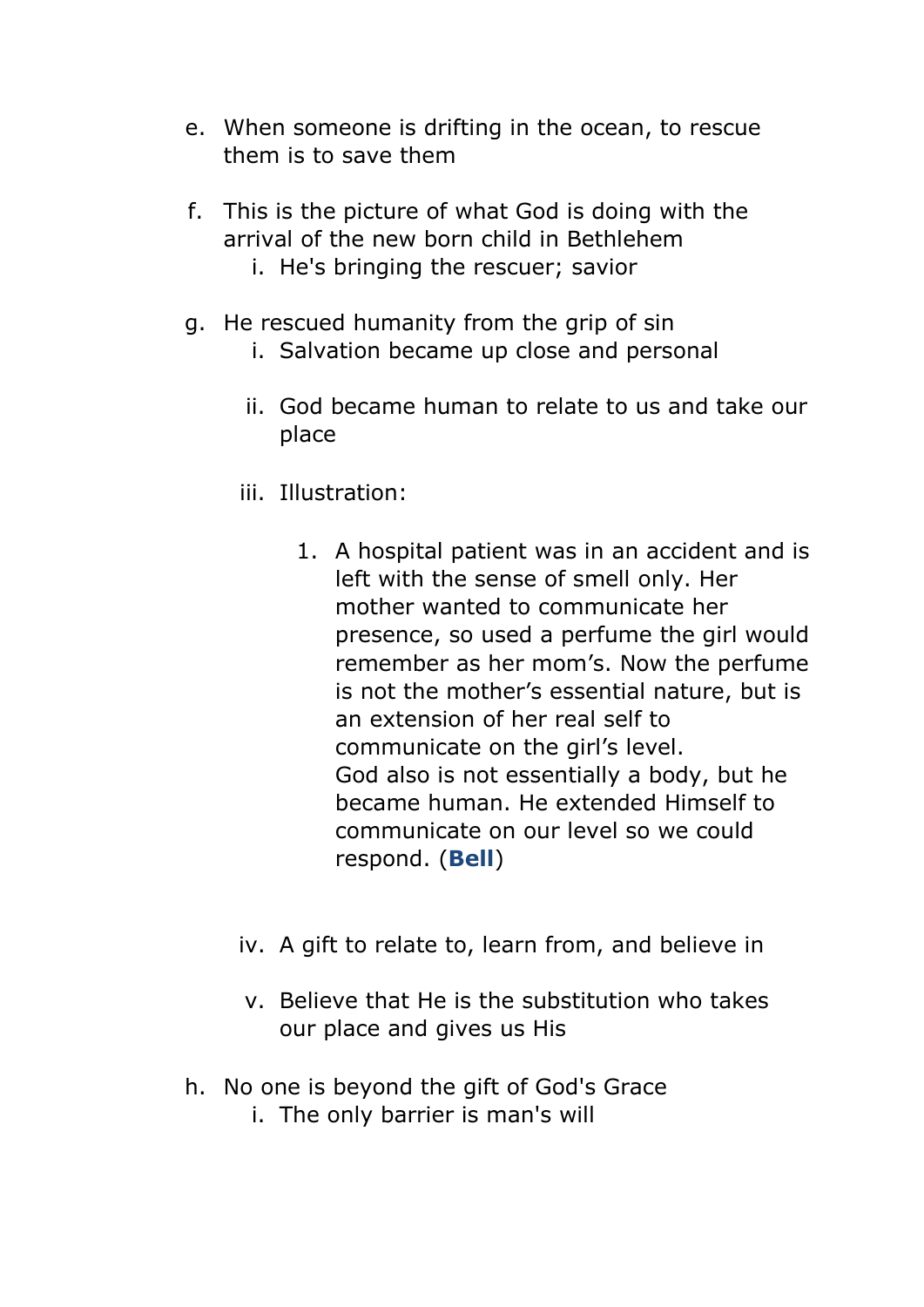e. When someone is drifting in the ocean, to rescue them is to save them

f. This is the picture of what God is doing with the arrival of the new born child in Bethlehem
    i. He's bringing the rescuer; savior

g. He rescued humanity from the grip of sin
    i. Salvation became up close and personal

    ii. God became human to relate to us and take our place

    iii. Illustration:

        1. A hospital patient was in an accident and is left with the sense of smell only. Her mother wanted to communicate her presence, so used a perfume the girl would remember as her mom's. Now the perfume is not the mother's essential nature, but is an extension of her real self to communicate on the girl's level.
        God also is not essentially a body, but he became human. He extended Himself to communicate on our level so we could respond. (**Bell**)

    iv. A gift to relate to, learn from, and believe in

    v. Believe that He is the substitution who takes our place and gives us His

h. No one is beyond the gift of God's Grace
    i. The only barrier is man's will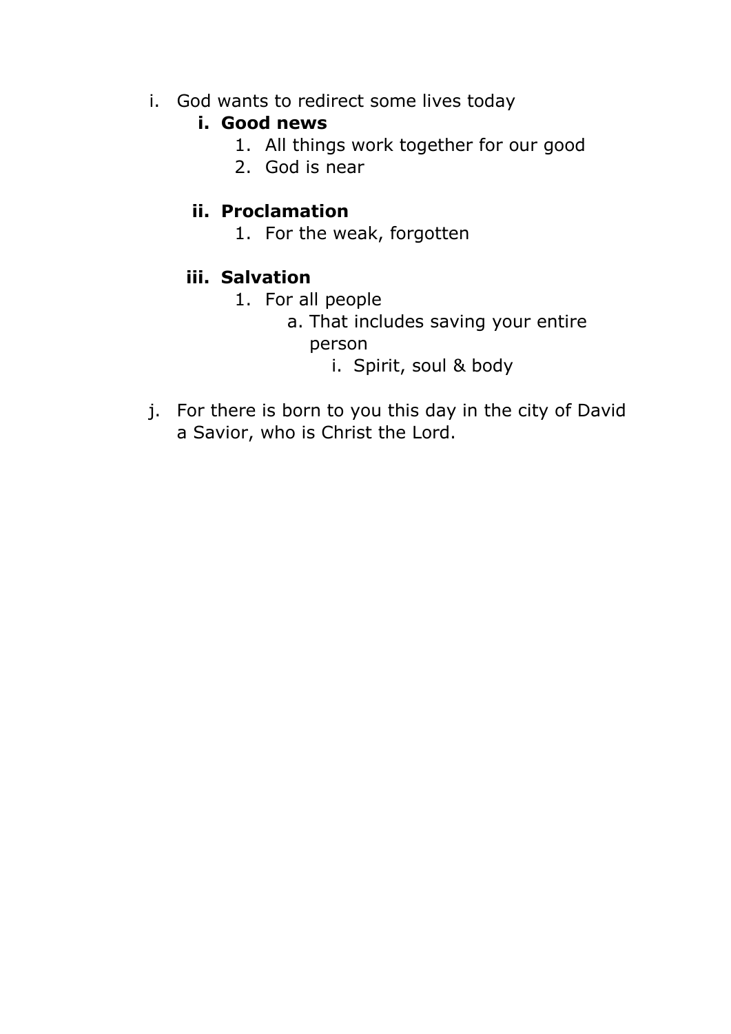i. God wants to redirect some lives today
    i. **Good news**
        1. All things work together for our good
        2. God is near

    ii. **Proclamation**
        1. For the weak, forgotten

    iii. **Salvation**
        1. For all people
            a. That includes saving your entire person
                i. Spirit, soul & body

j. For there is born to you this day in the city of David a Savior, who is Christ the Lord.